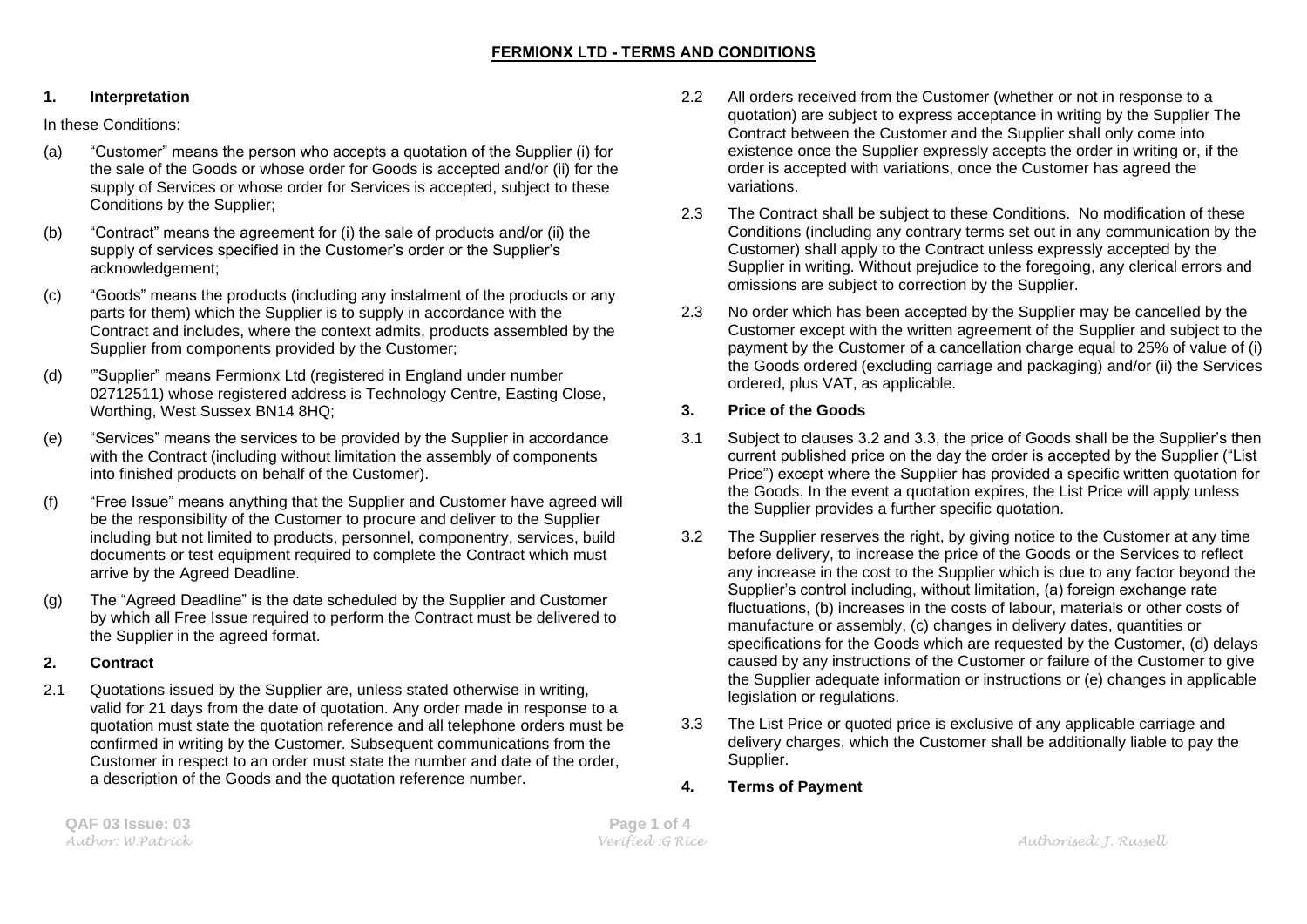**FERMIONX LTD - TERMS AND CONDITIONS**

**1. Interpretation**

In these Conditions:

(a) "Customer" means the person who accepts a quotation of the Supplier (i) for the sale of the Goods or whose order for Goods is accepted and/or (ii) for the supply of Services or whose order for Services is accepted, subject to these Conditions by the Supplier;

(b) "Contract" means the agreement for (i) the sale of products and/or (ii) the supply of services specified in the Customer's order or the Supplier's acknowledgement;

(c) "Goods" means the products (including any instalment of the products or any parts for them) which the Supplier is to supply in accordance with the Contract and includes, where the context admits, products assembled by the Supplier from components provided by the Customer;

(d) '"Supplier" means Fermionx Ltd (registered in England under number 02712511) whose registered address is Technology Centre, Easting Close, Worthing, West Sussex BN14 8HQ;

(e) "Services" means the services to be provided by the Supplier in accordance with the Contract (including without limitation the assembly of components into finished products on behalf of the Customer).

(f) "Free Issue" means anything that the Supplier and Customer have agreed will be the responsibility of the Customer to procure and deliver to the Supplier including but not limited to products, personnel, componentry, services, build documents or test equipment required to complete the Contract which must arrive by the Agreed Deadline.

(g) The "Agreed Deadline" is the date scheduled by the Supplier and Customer by which all Free Issue required to perform the Contract must be delivered to the Supplier in the agreed format.

**2. Contract**

2.1 Quotations issued by the Supplier are, unless stated otherwise in writing, valid for 21 days from the date of quotation. Any order made in response to a quotation must state the quotation reference and all telephone orders must be confirmed in writing by the Customer. Subsequent communications from the Customer in respect to an order must state the number and date of the order, a description of the Goods and the quotation reference number.

2.2 All orders received from the Customer (whether or not in response to a quotation) are subject to express acceptance in writing by the Supplier The Contract between the Customer and the Supplier shall only come into existence once the Supplier expressly accepts the order in writing or, if the order is accepted with variations, once the Customer has agreed the variations.

2.3 The Contract shall be subject to these Conditions. No modification of these Conditions (including any contrary terms set out in any communication by the Customer) shall apply to the Contract unless expressly accepted by the Supplier in writing. Without prejudice to the foregoing, any clerical errors and omissions are subject to correction by the Supplier.

2.3 No order which has been accepted by the Supplier may be cancelled by the Customer except with the written agreement of the Supplier and subject to the payment by the Customer of a cancellation charge equal to 25% of value of (i) the Goods ordered (excluding carriage and packaging) and/or (ii) the Services ordered, plus VAT, as applicable.

**3. Price of the Goods**

3.1 Subject to clauses 3.2 and 3.3, the price of Goods shall be the Supplier's then current published price on the day the order is accepted by the Supplier ("List Price") except where the Supplier has provided a specific written quotation for the Goods. In the event a quotation expires, the List Price will apply unless the Supplier provides a further specific quotation.

3.2 The Supplier reserves the right, by giving notice to the Customer at any time before delivery, to increase the price of the Goods or the Services to reflect any increase in the cost to the Supplier which is due to any factor beyond the Supplier's control including, without limitation, (a) foreign exchange rate fluctuations, (b) increases in the costs of labour, materials or other costs of manufacture or assembly, (c) changes in delivery dates, quantities or specifications for the Goods which are requested by the Customer, (d) delays caused by any instructions of the Customer or failure of the Customer to give the Supplier adequate information or instructions or (e) changes in applicable legislation or regulations.

3.3 The List Price or quoted price is exclusive of any applicable carriage and delivery charges, which the Customer shall be additionally liable to pay the Supplier.

**4. Terms of Payment**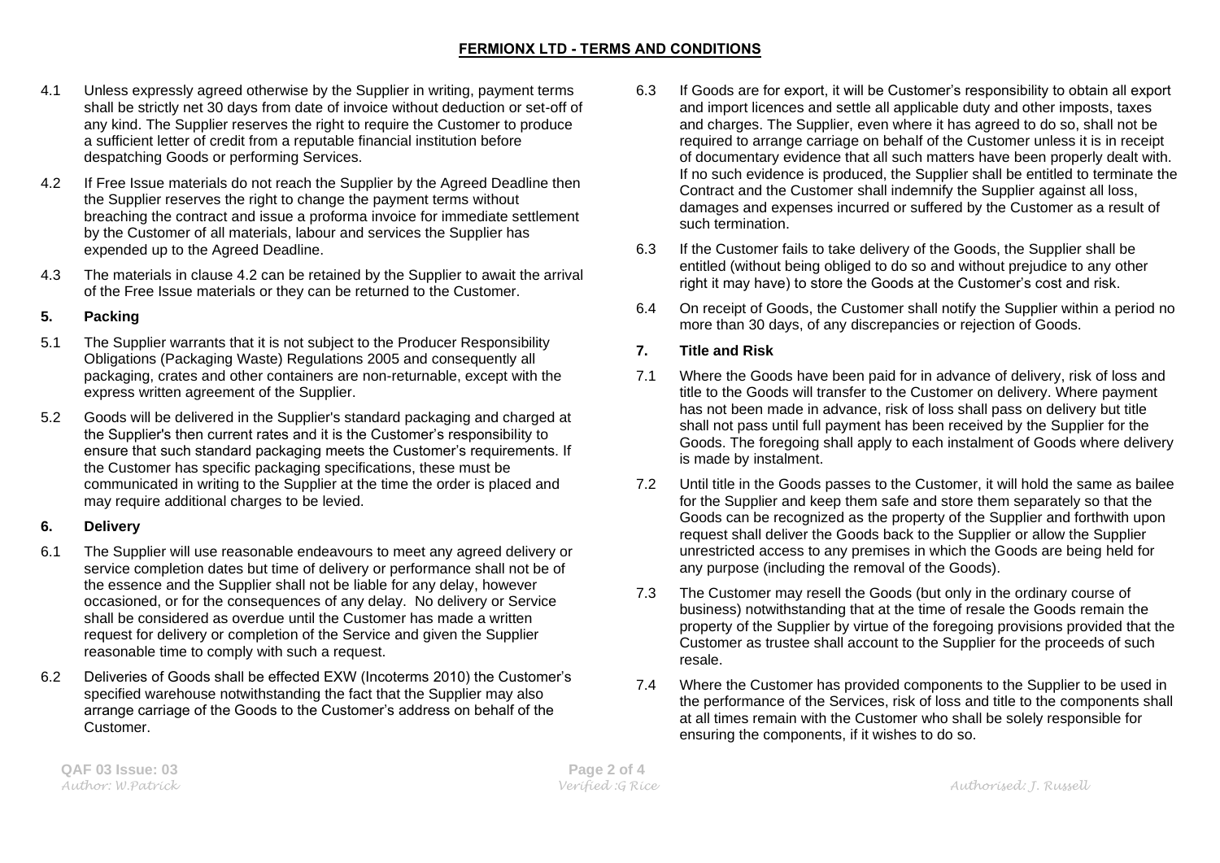4.1 Unless expressly agreed otherwise by the Supplier in writing, payment terms shall be strictly net 30 days from date of invoice without deduction or set-off of any kind. The Supplier reserves the right to require the Customer to produce a sufficient letter of credit from a reputable financial institution before despatching Goods or performing Services.

4.2 If Free Issue materials do not reach the Supplier by the Agreed Deadline then the Supplier reserves the right to change the payment terms without breaching the contract and issue a proforma invoice for immediate settlement by the Customer of all materials, labour and services the Supplier has expended up to the Agreed Deadline.

4.3 The materials in clause 4.2 can be retained by the Supplier to await the arrival of the Free Issue materials or they can be returned to the Customer.

## 5. Packing

5.1 The Supplier warrants that it is not subject to the Producer Responsibility Obligations (Packaging Waste) Regulations 2005 and consequently all packaging, crates and other containers are non-returnable, except with the express written agreement of the Supplier.

5.2 Goods will be delivered in the Supplier's standard packaging and charged at the Supplier's then current rates and it is the Customer's responsibility to ensure that such standard packaging meets the Customer's requirements. If the Customer has specific packaging specifications, these must be communicated in writing to the Supplier at the time the order is placed and may require additional charges to be levied.

## 6. Delivery

6.1 The Supplier will use reasonable endeavours to meet any agreed delivery or service completion dates but time of delivery or performance shall not be of the essence and the Supplier shall not be liable for any delay, however occasioned, or for the consequences of any delay. No delivery or Service shall be considered as overdue until the Customer has made a written request for delivery or completion of the Service and given the Supplier reasonable time to comply with such a request.

6.2 Deliveries of Goods shall be effected EXW (Incoterms 2010) the Customer's specified warehouse notwithstanding the fact that the Supplier may also arrange carriage of the Goods to the Customer's address on behalf of the Customer.

6.3 If Goods are for export, it will be Customer's responsibility to obtain all export and import licences and settle all applicable duty and other imposts, taxes and charges. The Supplier, even where it has agreed to do so, shall not be required to arrange carriage on behalf of the Customer unless it is in receipt of documentary evidence that all such matters have been properly dealt with. If no such evidence is produced, the Supplier shall be entitled to terminate the Contract and the Customer shall indemnify the Supplier against all loss, damages and expenses incurred or suffered by the Customer as a result of such termination.

6.3 If the Customer fails to take delivery of the Goods, the Supplier shall be entitled (without being obliged to do so and without prejudice to any other right it may have) to store the Goods at the Customer's cost and risk.

6.4 On receipt of Goods, the Customer shall notify the Supplier within a period no more than 30 days, of any discrepancies or rejection of Goods.

## 7. Title and Risk

7.1 Where the Goods have been paid for in advance of delivery, risk of loss and title to the Goods will transfer to the Customer on delivery. Where payment has not been made in advance, risk of loss shall pass on delivery but title shall not pass until full payment has been received by the Supplier for the Goods. The foregoing shall apply to each instalment of Goods where delivery is made by instalment.

7.2 Until title in the Goods passes to the Customer, it will hold the same as bailee for the Supplier and keep them safe and store them separately so that the Goods can be recognized as the property of the Supplier and forthwith upon request shall deliver the Goods back to the Supplier or allow the Supplier unrestricted access to any premises in which the Goods are being held for any purpose (including the removal of the Goods).

7.3 The Customer may resell the Goods (but only in the ordinary course of business) notwithstanding that at the time of resale the Goods remain the property of the Supplier by virtue of the foregoing provisions provided that the Customer as trustee shall account to the Supplier for the proceeds of such resale.

7.4 Where the Customer has provided components to the Supplier to be used in the performance of the Services, risk of loss and title to the components shall at all times remain with the Customer who shall be solely responsible for ensuring the components, if it wishes to do so.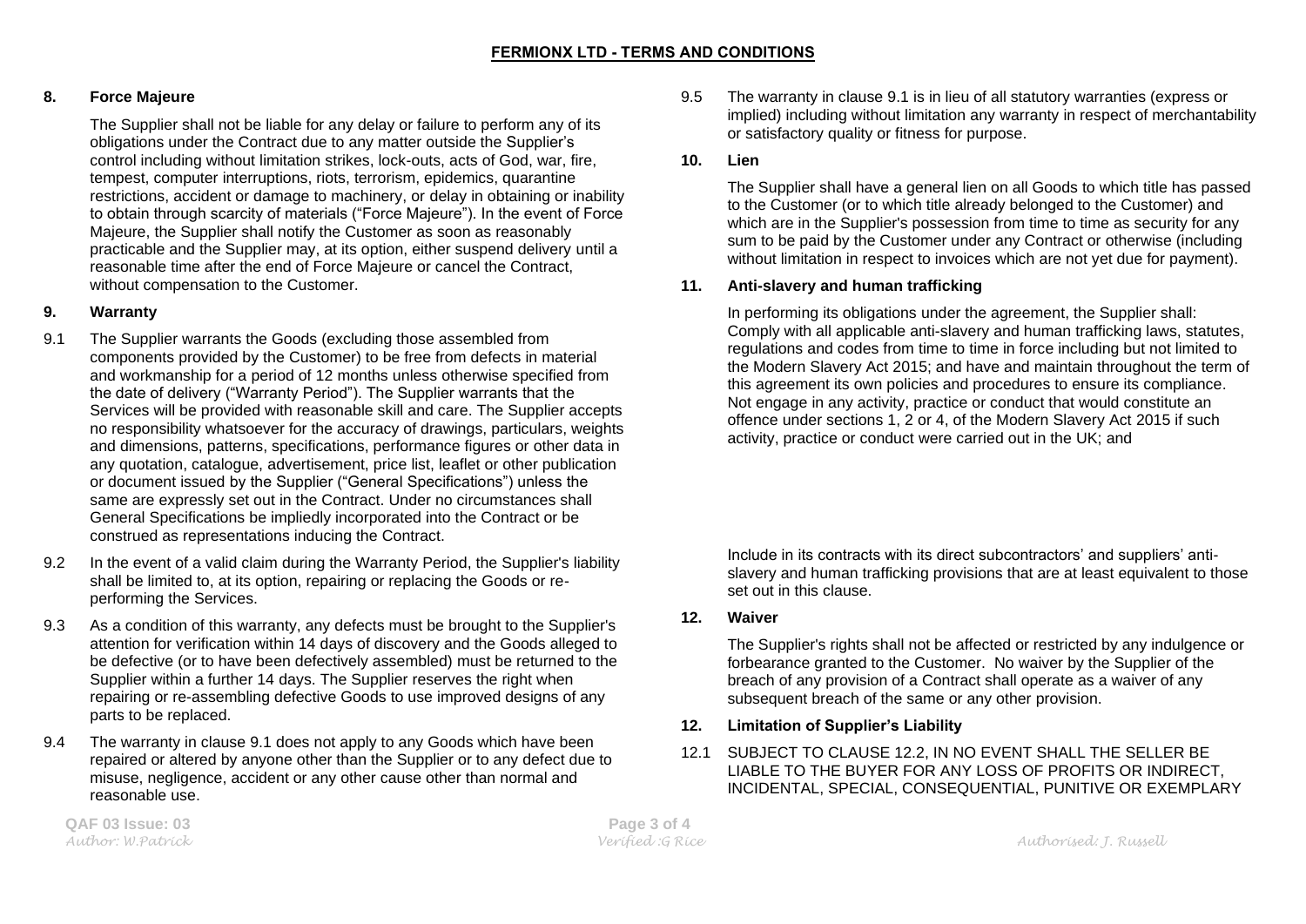**FERMIONX LTD - TERMS AND CONDITIONS**

## 8. Force Majeure

The Supplier shall not be liable for any delay or failure to perform any of its obligations under the Contract due to any matter outside the Supplier's control including without limitation strikes, lock-outs, acts of God, war, fire, tempest, computer interruptions, riots, terrorism, epidemics, quarantine restrictions, accident or damage to machinery, or delay in obtaining or inability to obtain through scarcity of materials ("Force Majeure"). In the event of Force Majeure, the Supplier shall notify the Customer as soon as reasonably practicable and the Supplier may, at its option, either suspend delivery until a reasonable time after the end of Force Majeure or cancel the Contract, without compensation to the Customer.

## 9. Warranty

9.1 The Supplier warrants the Goods (excluding those assembled from components provided by the Customer) to be free from defects in material and workmanship for a period of 12 months unless otherwise specified from the date of delivery ("Warranty Period"). The Supplier warrants that the Services will be provided with reasonable skill and care. The Supplier accepts no responsibility whatsoever for the accuracy of drawings, particulars, weights and dimensions, patterns, specifications, performance figures or other data in any quotation, catalogue, advertisement, price list, leaflet or other publication or document issued by the Supplier ("General Specifications") unless the same are expressly set out in the Contract. Under no circumstances shall General Specifications be impliedly incorporated into the Contract or be construed as representations inducing the Contract.

9.2 In the event of a valid claim during the Warranty Period, the Supplier's liability shall be limited to, at its option, repairing or replacing the Goods or re-performing the Services.

9.3 As a condition of this warranty, any defects must be brought to the Supplier's attention for verification within 14 days of discovery and the Goods alleged to be defective (or to have been defectively assembled) must be returned to the Supplier within a further 14 days. The Supplier reserves the right when repairing or re-assembling defective Goods to use improved designs of any parts to be replaced.

9.4 The warranty in clause 9.1 does not apply to any Goods which have been repaired or altered by anyone other than the Supplier or to any defect due to misuse, negligence, accident or any other cause other than normal and reasonable use.

9.5 The warranty in clause 9.1 is in lieu of all statutory warranties (express or implied) including without limitation any warranty in respect of merchantability or satisfactory quality or fitness for purpose.

## 10. Lien

The Supplier shall have a general lien on all Goods to which title has passed to the Customer (or to which title already belonged to the Customer) and which are in the Supplier's possession from time to time as security for any sum to be paid by the Customer under any Contract or otherwise (including without limitation in respect to invoices which are not yet due for payment).

## 11. Anti-slavery and human trafficking

In performing its obligations under the agreement, the Supplier shall: Comply with all applicable anti-slavery and human trafficking laws, statutes, regulations and codes from time to time in force including but not limited to the Modern Slavery Act 2015; and have and maintain throughout the term of this agreement its own policies and procedures to ensure its compliance. Not engage in any activity, practice or conduct that would constitute an offence under sections 1, 2 or 4, of the Modern Slavery Act 2015 if such activity, practice or conduct were carried out in the UK; and

Include in its contracts with its direct subcontractors' and suppliers' anti-slavery and human trafficking provisions that are at least equivalent to those set out in this clause.

## 12. Waiver

The Supplier's rights shall not be affected or restricted by any indulgence or forbearance granted to the Customer. No waiver by the Supplier of the breach of any provision of a Contract shall operate as a waiver of any subsequent breach of the same or any other provision.

## 12. Limitation of Supplier's Liability

12.1 SUBJECT TO CLAUSE 12.2, IN NO EVENT SHALL THE SELLER BE LIABLE TO THE BUYER FOR ANY LOSS OF PROFITS OR INDIRECT, INCIDENTAL, SPECIAL, CONSEQUENTIAL, PUNITIVE OR EXEMPLARY

QAF 03 Issue: 03

*Author: W.Patrick* *Verified :G Rice* *Authorised: J. Russell*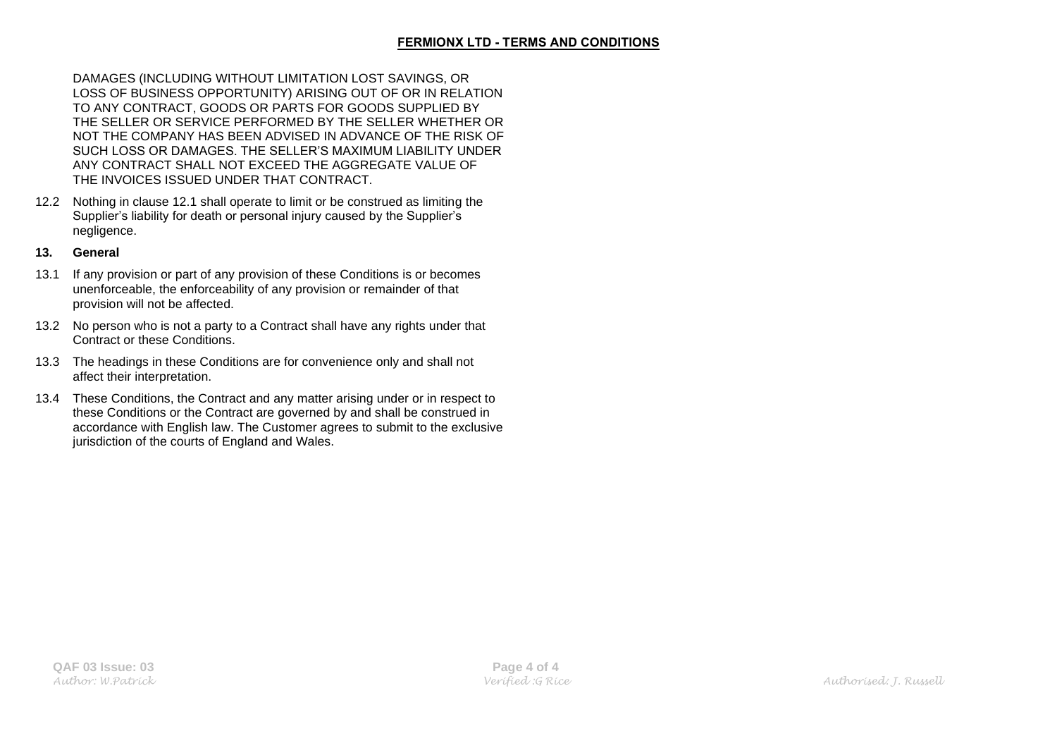DAMAGES (INCLUDING WITHOUT LIMITATION LOST SAVINGS, OR LOSS OF BUSINESS OPPORTUNITY) ARISING OUT OF OR IN RELATION TO ANY CONTRACT, GOODS OR PARTS FOR GOODS SUPPLIED BY THE SELLER OR SERVICE PERFORMED BY THE SELLER WHETHER OR NOT THE COMPANY HAS BEEN ADVISED IN ADVANCE OF THE RISK OF SUCH LOSS OR DAMAGES. THE SELLER'S MAXIMUM LIABILITY UNDER ANY CONTRACT SHALL NOT EXCEED THE AGGREGATE VALUE OF THE INVOICES ISSUED UNDER THAT CONTRACT.

12.2 Nothing in clause 12.1 shall operate to limit or be construed as limiting the Supplier's liability for death or personal injury caused by the Supplier's negligence.

**13. General**

13.1 If any provision or part of any provision of these Conditions is or becomes unenforceable, the enforceability of any provision or remainder of that provision will not be affected.

13.2 No person who is not a party to a Contract shall have any rights under that Contract or these Conditions.

13.3 The headings in these Conditions are for convenience only and shall not affect their interpretation.

13.4 These Conditions, the Contract and any matter arising under or in respect to these Conditions or the Contract are governed by and shall be construed in accordance with English law. The Customer agrees to submit to the exclusive jurisdiction of the courts of England and Wales.